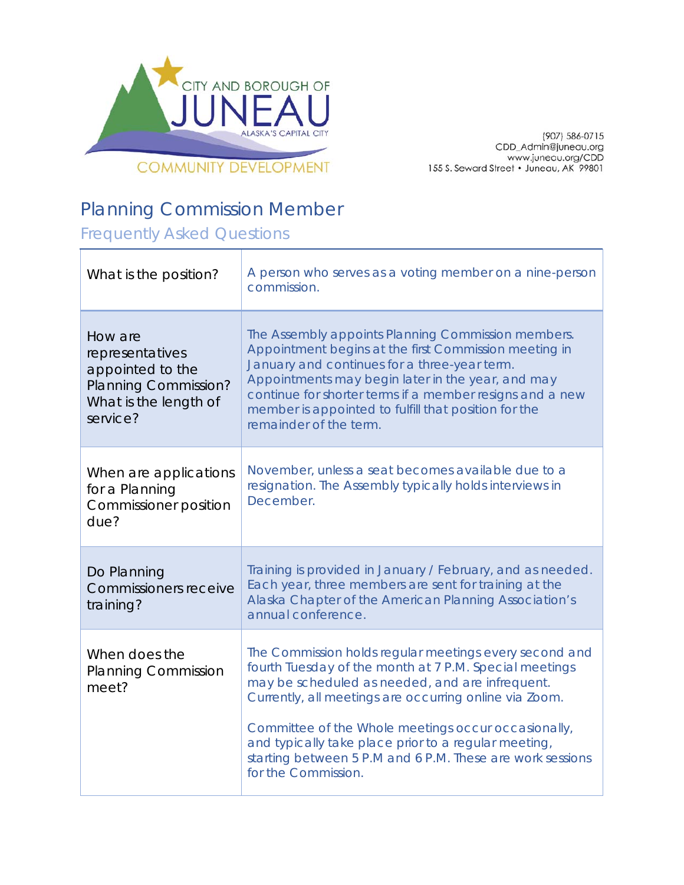CITY AND BOROUGH OF JUNEAU
ALASKA'S CAPITAL CITY
COMMUNITY DEVELOPMENT

(907) 586-0715
CDD_Admin@juneau.org
www.juneau.org/CDD
155 S. Seward Street • Juneau, AK 99801

# Planning Commission Member

## Frequently Asked Questions

| | |
|---|---|
| What is the position? | A person who serves as a voting member on a nine-person commission. |
| How are representatives appointed to the Planning Commission? What is the length of service? | The Assembly appoints Planning Commission members. Appointment begins at the first Commission meeting in January and continues for a three-year term. Appointments may begin later in the year, and may continue for shorter terms if a member resigns and a new member is appointed to fulfill that position for the remainder of the term. |
| When are applications for a Planning Commissioner position due? | November, unless a seat becomes available due to a resignation. The Assembly typically holds interviews in December. |
| Do Planning Commissioners receive training? | Training is provided in January / February, and as needed. Each year, three members are sent for training at the Alaska Chapter of the American Planning Association's annual conference. |
| When does the Planning Commission meet? | The Commission holds regular meetings every second and fourth Tuesday of the month at 7 P.M. Special meetings may be scheduled as needed, and are infrequent. Currently, all meetings are occurring online via Zoom.<br><br>Committee of the Whole meetings occur occasionally, and typically take place prior to a regular meeting, starting between 5 P.M and 6 P.M. These are work sessions for the Commission. |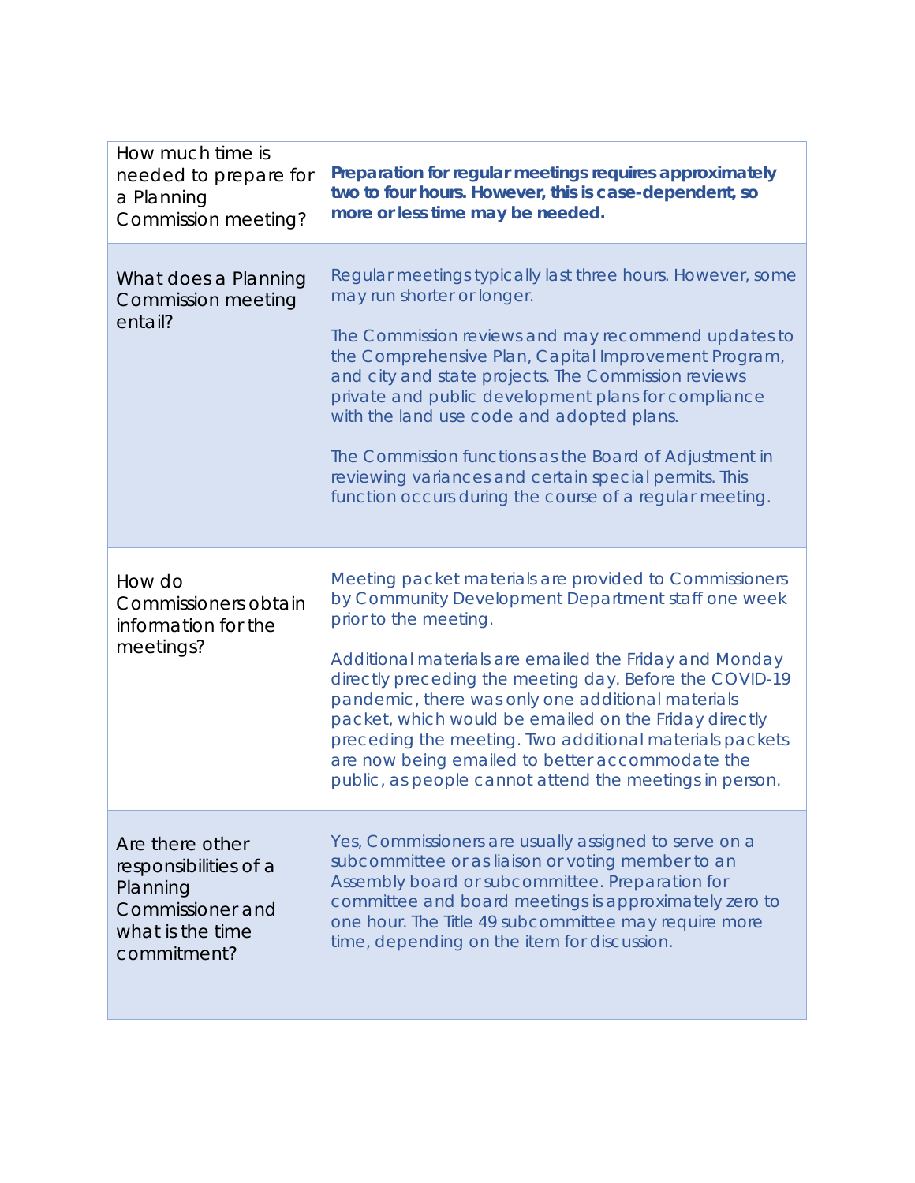| | |
|---|---|
| How much time is needed to prepare for a Planning Commission meeting? | **Preparation for regular meetings requires approximately two to four hours. However, this is case-dependent, so more or less time may be needed.** |
| What does a Planning Commission meeting entail? | Regular meetings typically last three hours. However, some may run shorter or longer.<br><br>The Commission reviews and may recommend updates to the Comprehensive Plan, Capital Improvement Program, and city and state projects. The Commission reviews private and public development plans for compliance with the land use code and adopted plans.<br><br>The Commission functions as the Board of Adjustment in reviewing variances and certain special permits. This function occurs during the course of a regular meeting. |
| How do Commissioners obtain information for the meetings? | Meeting packet materials are provided to Commissioners by Community Development Department staff one week prior to the meeting.<br><br>Additional materials are emailed the Friday and Monday directly preceding the meeting day. Before the COVID-19 pandemic, there was only one additional materials packet, which would be emailed on the Friday directly preceding the meeting. Two additional materials packets are now being emailed to better accommodate the public, as people cannot attend the meetings in person. |
| Are there other responsibilities of a Planning Commissioner and what is the time commitment? | Yes, Commissioners are usually assigned to serve on a subcommittee or as liaison or voting member to an Assembly board or subcommittee. Preparation for committee and board meetings is approximately zero to one hour. The Title 49 subcommittee may require more time, depending on the item for discussion. |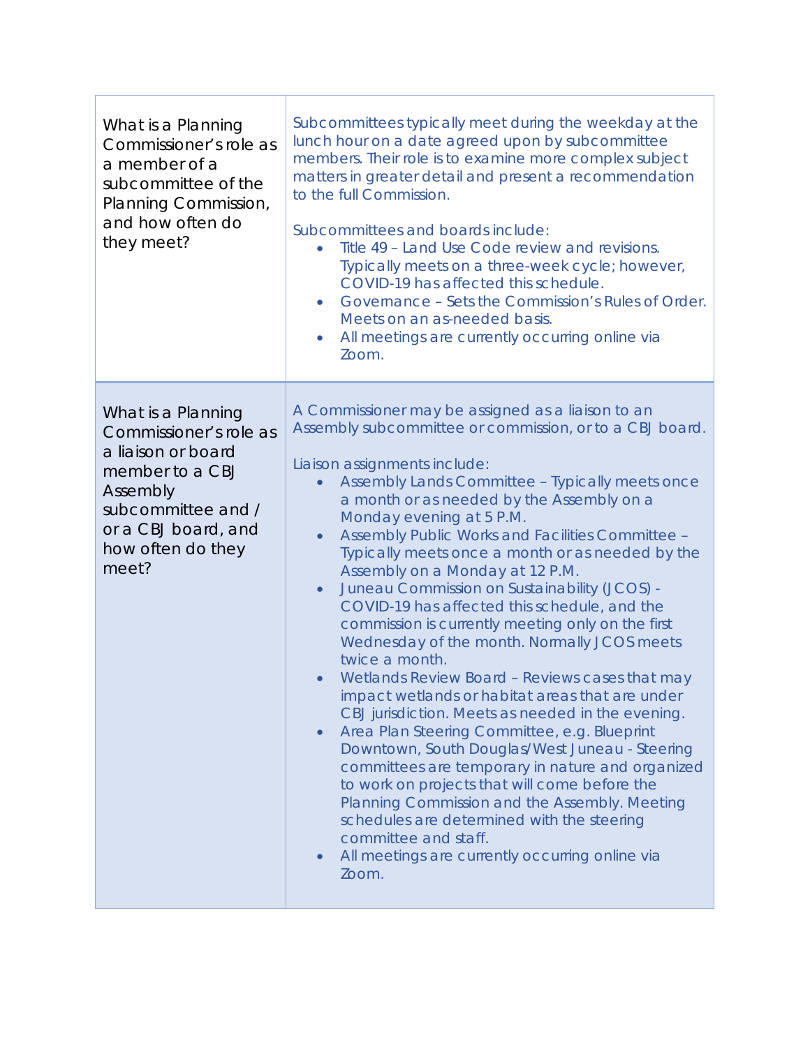| | |
|---|---|
| What is a Planning Commissioner's role as a member of a subcommittee of the Planning Commission, and how often do they meet? | Subcommittees typically meet during the weekday at the lunch hour on a date agreed upon by subcommittee members. Their role is to examine more complex subject matters in greater detail and present a recommendation to the full Commission.<br><br>Subcommittees and boards include:<br>• Title 49 – Land Use Code review and revisions. Typically meets on a three-week cycle; however, COVID-19 has affected this schedule.<br>• Governance – Sets the Commission's Rules of Order. Meets on an as-needed basis.<br>• All meetings are currently occurring online via Zoom. |
| What is a Planning Commissioner's role as a liaison or board member to a CBJ Assembly subcommittee and / or a CBJ board, and how often do they meet? | A Commissioner may be assigned as a liaison to an Assembly subcommittee or commission, or to a CBJ board.<br><br>Liaison assignments include:<br>• Assembly Lands Committee – Typically meets once a month or as needed by the Assembly on a Monday evening at 5 P.M.<br>• Assembly Public Works and Facilities Committee – Typically meets once a month or as needed by the Assembly on a Monday at 12 P.M.<br>• Juneau Commission on Sustainability (JCOS) - COVID-19 has affected this schedule, and the commission is currently meeting only on the first Wednesday of the month. Normally JCOS meets twice a month.<br>• Wetlands Review Board – Reviews cases that may impact wetlands or habitat areas that are under CBJ jurisdiction. Meets as needed in the evening.<br>• Area Plan Steering Committee, e.g. Blueprint Downtown, South Douglas/West Juneau - Steering committees are temporary in nature and organized to work on projects that will come before the Planning Commission and the Assembly. Meeting schedules are determined with the steering committee and staff.<br>• All meetings are currently occurring online via Zoom. |